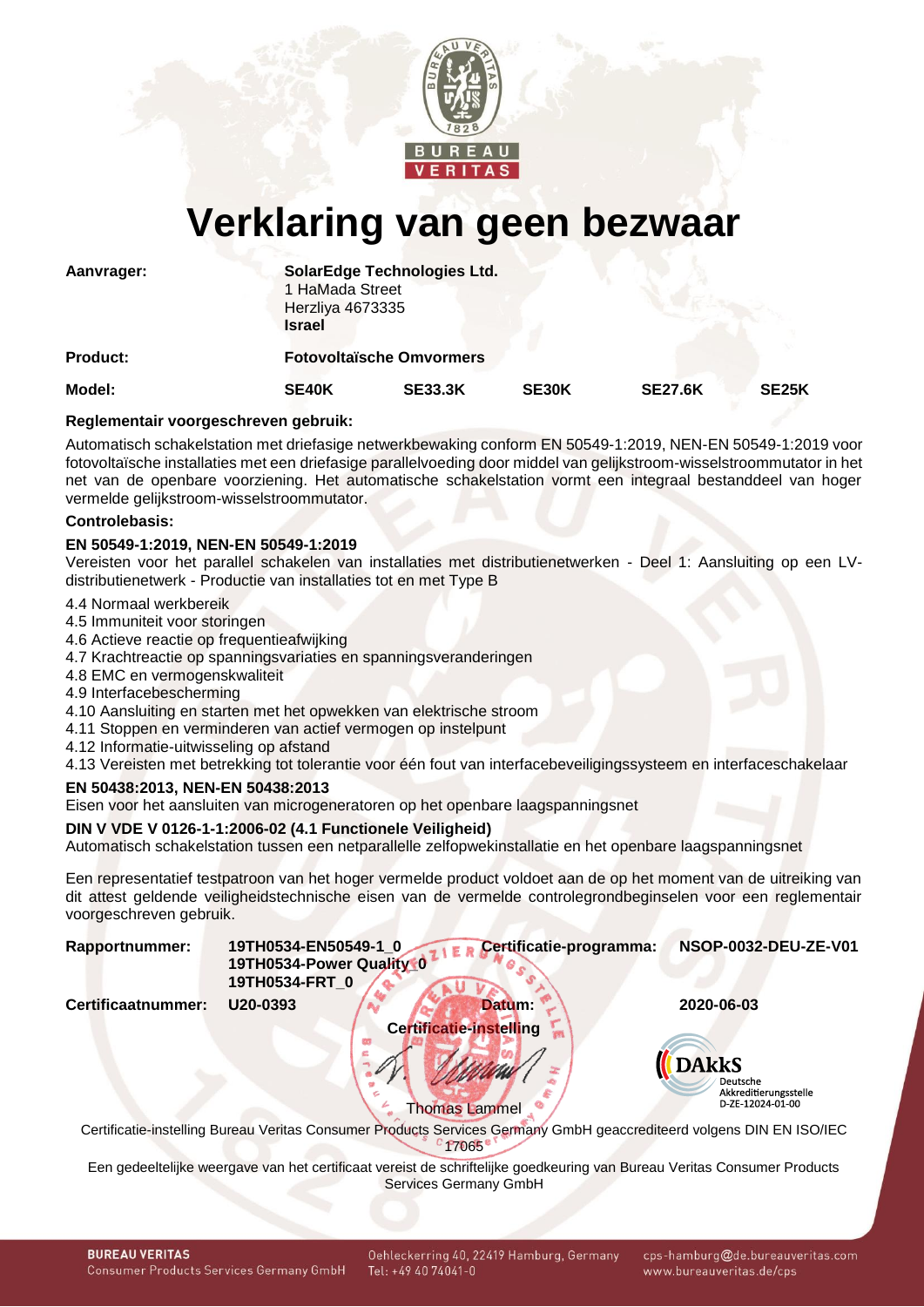# Verklaring van geen bezwaar

**Aanvrager:** **SolarEdge Technologies Ltd.**
1 HaMada Street
Herzliya 4673335
**Israel**

**Product:** **Fotovoltaïsche Omvormers**

| **Model:** | **SE40K** | **SE33.3K** | **SE30K** | **SE27.6K** | **SE25K** |
|---|---|---|---|---|---|

**Reglementair voorgeschreven gebruik:**

Automatisch schakelstation met driefasige netwerkbewaking conform EN 50549-1:2019, NEN-EN 50549-1:2019 voor fotovoltaïsche installaties met een driefasige parallelvoeding door middel van gelijkstroom-wisselstroommutator in het net van de openbare voorziening. Het automatische schakelstation vormt een integraal bestanddeel van hoger vermelde gelijkstroom-wisselstroommutator.

**Controlebasis:**

**EN 50549-1:2019, NEN-EN 50549-1:2019**

Vereisten voor het parallel schakelen van installaties met distributienetwerken - Deel 1: Aansluiting op een LV-distributienetwerk - Productie van installaties tot en met Type B

4.4 Normaal werkbereik
4.5 Immuniteit voor storingen
4.6 Actieve reactie op frequentieafwijking
4.7 Krachtreactie op spanningsvariaties en spanningsveranderingen
4.8 EMC en vermogenskwaliteit
4.9 Interfacebescherming
4.10 Aansluiting en starten met het opwekken van elektrische stroom
4.11 Stoppen en verminderen van actief vermogen op instelpunt
4.12 Informatie-uitwisseling op afstand
4.13 Vereisten met betrekking tot tolerantie voor één fout van interfacebeveiligingssysteem en interfaceschakelaar

**EN 50438:2013, NEN-EN 50438:2013**

Eisen voor het aansluiten van microgeneratoren op het openbare laagspanningsnet

**DIN V VDE V 0126-1-1:2006-02 (4.1 Functionele Veiligheid)**

Automatisch schakelstation tussen een netparallelle zelfopwekinstallatie en het openbare laagspanningsnet

Een representatief testpatroon van het hoger vermelde product voldoet aan de op het moment van de uitreiking van dit attest geldende veiligheidstechnische eisen van de vermelde controlegrondbeginselen voor een reglementair voorgeschreven gebruik.

**Rapportnummer:** **19TH0534-EN50549-1_0**
**19TH0534-Power Quality_0**
**19TH0534-FRT_0**

**Certificatie-programma:** **NSOP-0032-DEU-ZE-V01**

**Certificaatnummer:** **U20-0393**

**Datum:** **2020-06-03**

**Certificatie-instelling**

Thomas Lammel

DAkkS Deutsche Akkreditierungsstelle D-ZE-12024-01-00

Certificatie-instelling Bureau Veritas Consumer Products Services Germany GmbH geaccrediteerd volgens DIN EN ISO/IEC 17065

Een gedeeltelijke weergave van het certificaat vereist de schriftelijke goedkeuring van Bureau Veritas Consumer Products Services Germany GmbH

**BUREAU VERITAS**
Consumer Products Services Germany GmbH
Oehleckerring 40, 22419 Hamburg, Germany
Tel: +49 40 74041-0
cps-hamburg@de.bureauveritas.com
www.bureauveritas.de/cps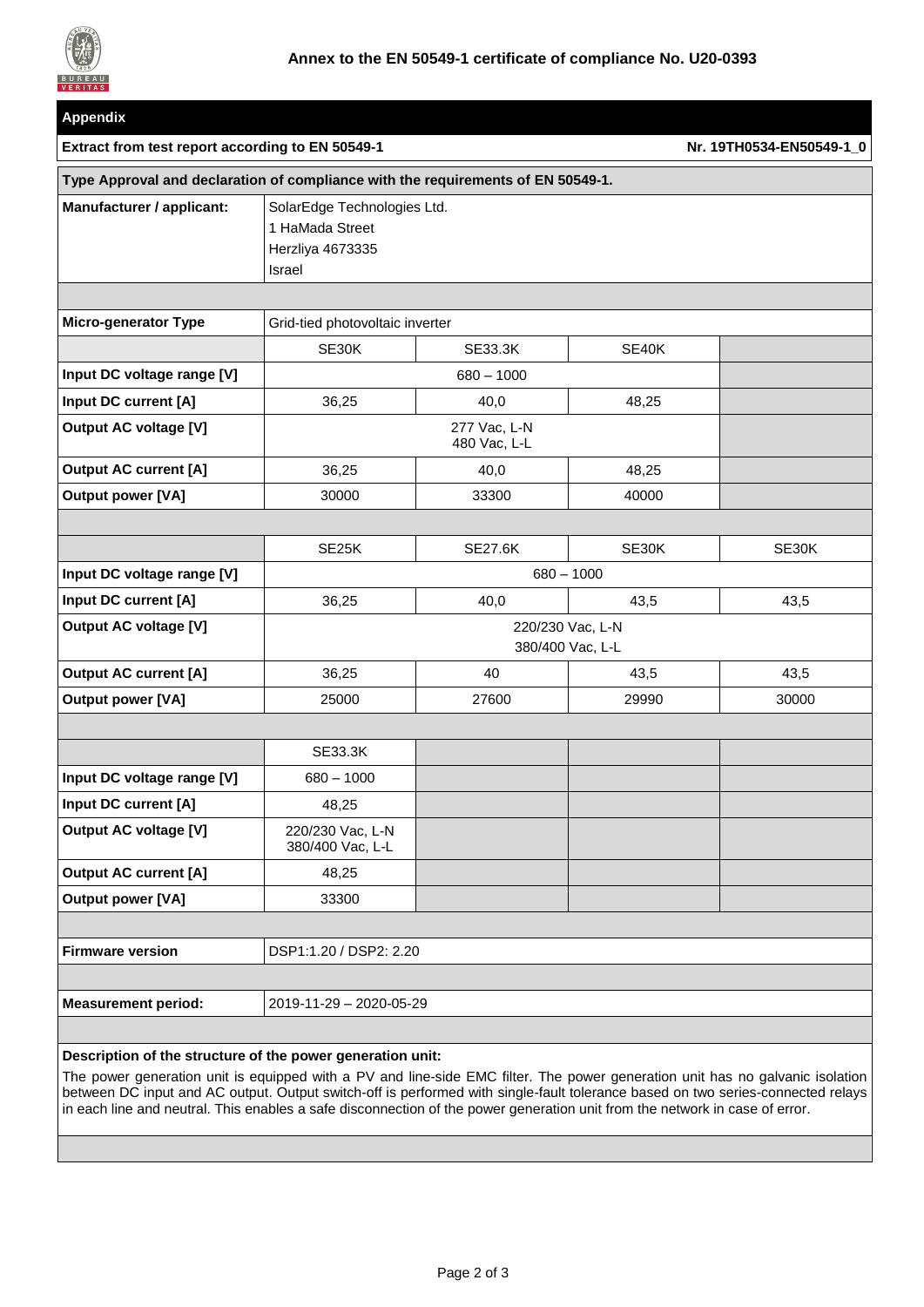## Annex to the EN 50549-1 certificate of compliance No. U20-0393

### Appendix

**Extract from test report according to EN 50549-1** — **Nr. 19TH0534-EN50549-1_0**

**Type Approval and declaration of compliance with the requirements of EN 50549-1.**

| | | | | |
|---|---|---|---|---|
| **Manufacturer / applicant:** | SolarEdge Technologies Ltd.<br>1 HaMada Street<br>Herzliya 4673335<br>Israel | | | |
| | | | | |
| **Micro-generator Type** | Grid-tied photovoltaic inverter | | | |
| | SE30K | SE33.3K | SE40K | |
| **Input DC voltage range [V]** | 680 – 1000 | | | |
| **Input DC current [A]** | 36,25 | 40,0 | 48,25 | |
| **Output AC voltage [V]** | 277 Vac, L-N<br>480 Vac, L-L | | | |
| **Output AC current [A]** | 36,25 | 40,0 | 48,25 | |
| **Output power [VA]** | 30000 | 33300 | 40000 | |
| | | | | |
| | SE25K | SE27.6K | SE30K | SE30K |
| **Input DC voltage range [V]** | 680 – 1000 | | | |
| **Input DC current [A]** | 36,25 | 40,0 | 43,5 | 43,5 |
| **Output AC voltage [V]** | 220/230 Vac, L-N<br>380/400 Vac, L-L | | | |
| **Output AC current [A]** | 36,25 | 40 | 43,5 | 43,5 |
| **Output power [VA]** | 25000 | 27600 | 29990 | 30000 |
| | | | | |
| | SE33.3K | | | |
| **Input DC voltage range [V]** | 680 – 1000 | | | |
| **Input DC current [A]** | 48,25 | | | |
| **Output AC voltage [V]** | 220/230 Vac, L-N<br>380/400 Vac, L-L | | | |
| **Output AC current [A]** | 48,25 | | | |
| **Output power [VA]** | 33300 | | | |
| | | | | |
| **Firmware version** | DSP1:1.20 / DSP2: 2.20 | | | |
| | | | | |
| **Measurement period:** | 2019-11-29 – 2020-05-29 | | | |

**Description of the structure of the power generation unit:**

The power generation unit is equipped with a PV and line-side EMC filter. The power generation unit has no galvanic isolation between DC input and AC output. Output switch-off is performed with single-fault tolerance based on two series-connected relays in each line and neutral. This enables a safe disconnection of the power generation unit from the network in case of error.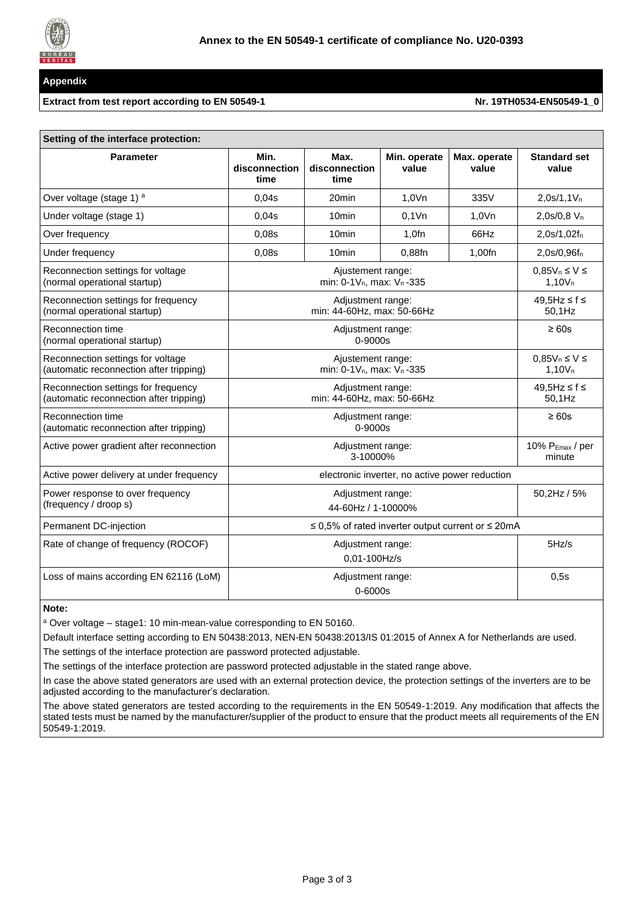**Annex to the EN 50549-1 certificate of compliance No. U20-0393**

## Appendix

**Extract from test report according to EN 50549-1** **Nr. 19TH0534-EN50549-1_0**

**Setting of the interface protection:**

| Parameter | Min. disconnection time | Max. disconnection time | Min. operate value | Max. operate value | Standard set value |
|---|---|---|---|---|---|
| Over voltage (stage 1) [a] | 0,04s | 20min | 1,0Vn | 335V | 2,0s/1,1$V_n$ |
| Under voltage (stage 1) | 0,04s | 10min | 0,1Vn | 1,0Vn | 2,0s/0,8 $V_n$ |
| Over frequency | 0,08s | 10min | 1,0fn | 66Hz | 2,0s/1,02$f_n$ |
| Under frequency | 0,08s | 10min | 0,88fn | 1,00fn | 2,0s/0,96$f_n$ |
| Reconnection settings for voltage (normal operational startup) | Ajustement range: min: 0-1$V_n$, max: $V_n$-335 | | | | $0{,}85V_n \leq V \leq 1{,}10V_n$ |
| Reconnection settings for frequency (normal operational startup) | Adjustment range: min: 44-60Hz, max: 50-66Hz | | | | 49,5Hz ≤ f ≤ 50,1Hz |
| Reconnection time (normal operational startup) | Adjustment range: 0-9000s | | | | ≥ 60s |
| Reconnection settings for voltage (automatic reconnection after tripping) | Ajustement range: min: 0-1$V_n$, max: $V_n$-335 | | | | $0{,}85V_n \leq V \leq 1{,}10V_n$ |
| Reconnection settings for frequency (automatic reconnection after tripping) | Adjustment range: min: 44-60Hz, max: 50-66Hz | | | | 49,5Hz ≤ f ≤ 50,1Hz |
| Reconnection time (automatic reconnection after tripping) | Adjustment range: 0-9000s | | | | ≥ 60s |
| Active power gradient after reconnection | Adjustment range: 3-10000% | | | | 10% $P_{Emax}$ / per minute |
| Active power delivery at under frequency | electronic inverter, no active power reduction | | | | |
| Power response to over frequency (frequency / droop s) | Adjustment range: 44-60Hz / 1-10000% | | | | 50,2Hz / 5% |
| Permanent DC-injection | ≤ 0,5% of rated inverter output current or ≤ 20mA | | | | |
| Rate of change of frequency (ROCOF) | Adjustment range: 0,01-100Hz/s | | | | 5Hz/s |
| Loss of mains according EN 62116 (LoM) | Adjustment range: 0-6000s | | | | 0,5s |

**Note:**

[a] Over voltage – stage1: 10 min-mean-value corresponding to EN 50160.

Default interface setting according to EN 50438:2013, NEN-EN 50438:2013/IS 01:2015 of Annex A for Netherlands are used.

The settings of the interface protection are password protected adjustable.

The settings of the interface protection are password protected adjustable in the stated range above.

In case the above stated generators are used with an external protection device, the protection settings of the inverters are to be adjusted according to the manufacturer's declaration.

The above stated generators are tested according to the requirements in the EN 50549-1:2019. Any modification that affects the stated tests must be named by the manufacturer/supplier of the product to ensure that the product meets all requirements of the EN 50549-1:2019.